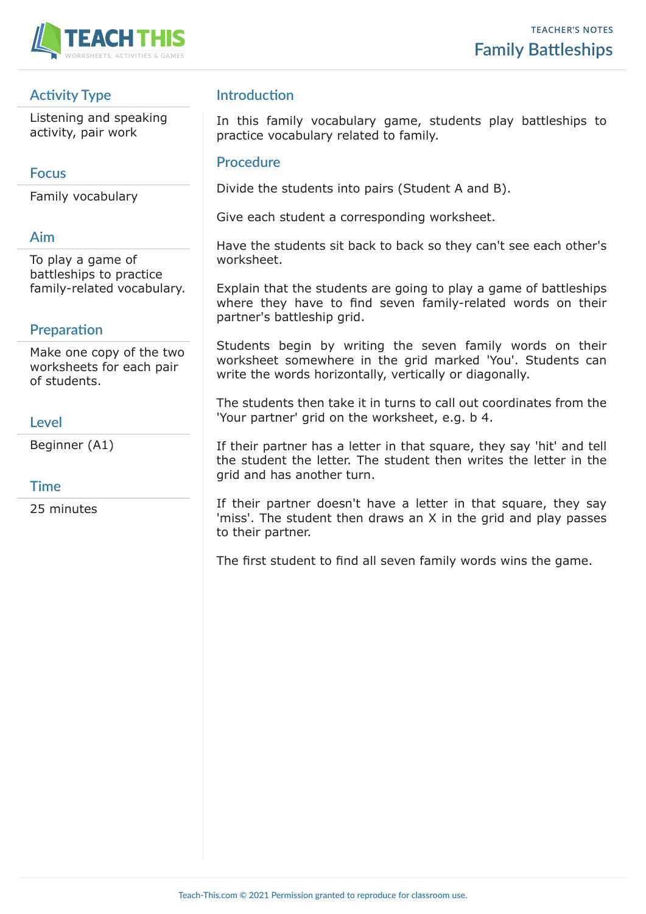TEACHER'S NOTES

# Family Battleships

## Activity Type

Listening and speaking activity, pair work

## Focus

Family vocabulary

## Aim

To play a game of battleships to practice family-related vocabulary.

## Preparation

Make one copy of the two worksheets for each pair of students.

## Level

Beginner (A1)

## Time

25 minutes

## Introduction

In this family vocabulary game, students play battleships to practice vocabulary related to family.

## Procedure

Divide the students into pairs (Student A and B).

Give each student a corresponding worksheet.

Have the students sit back to back so they can't see each other's worksheet.

Explain that the students are going to play a game of battleships where they have to find seven family-related words on their partner's battleship grid.

Students begin by writing the seven family words on their worksheet somewhere in the grid marked 'You'. Students can write the words horizontally, vertically or diagonally.

The students then take it in turns to call out coordinates from the 'Your partner' grid on the worksheet, e.g. b 4.

If their partner has a letter in that square, they say 'hit' and tell the student the letter. The student then writes the letter in the grid and has another turn.

If their partner doesn't have a letter in that square, they say 'miss'. The student then draws an X in the grid and play passes to their partner.

The first student to find all seven family words wins the game.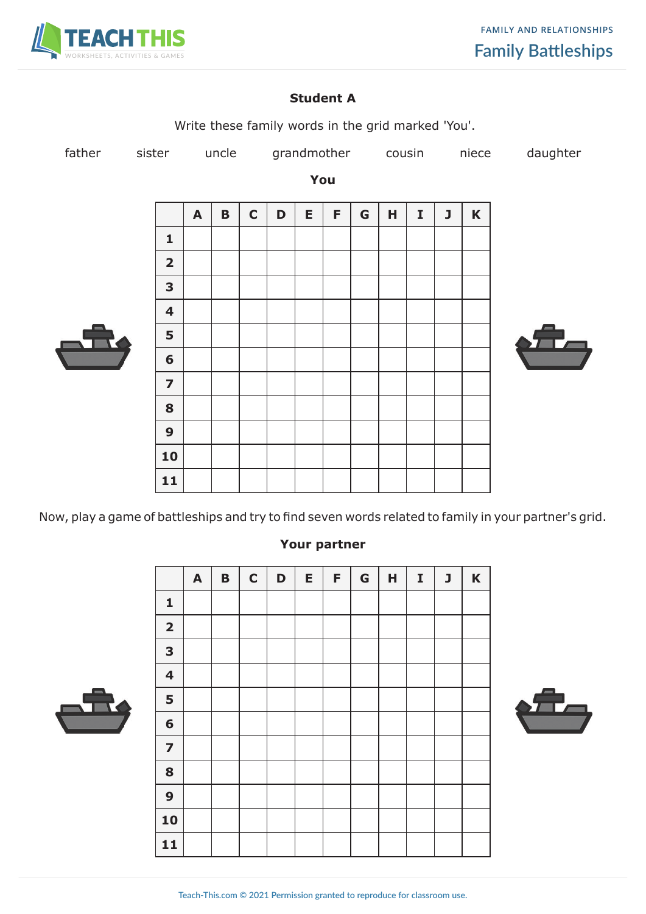## Student A

Write these family words in the grid marked 'You'.

father    sister    uncle    grandmother    cousin    niece    daughter

### You

| | A | B | C | D | E | F | G | H | I | J | K |
|---|---|---|---|---|---|---|---|---|---|---|---|
| 1 | | | | | | | | | | | |
| 2 | | | | | | | | | | | |
| 3 | | | | | | | | | | | |
| 4 | | | | | | | | | | | |
| 5 | | | | | | | | | | | |
| 6 | | | | | | | | | | | |
| 7 | | | | | | | | | | | |
| 8 | | | | | | | | | | | |
| 9 | | | | | | | | | | | |
| 10 | | | | | | | | | | | |
| 11 | | | | | | | | | | | |

Now, play a game of battleships and try to find seven words related to family in your partner's grid.

### Your partner

| | A | B | C | D | E | F | G | H | I | J | K |
|---|---|---|---|---|---|---|---|---|---|---|---|
| 1 | | | | | | | | | | | |
| 2 | | | | | | | | | | | |
| 3 | | | | | | | | | | | |
| 4 | | | | | | | | | | | |
| 5 | | | | | | | | | | | |
| 6 | | | | | | | | | | | |
| 7 | | | | | | | | | | | |
| 8 | | | | | | | | | | | |
| 9 | | | | | | | | | | | |
| 10 | | | | | | | | | | | |
| 11 | | | | | | | | | | | |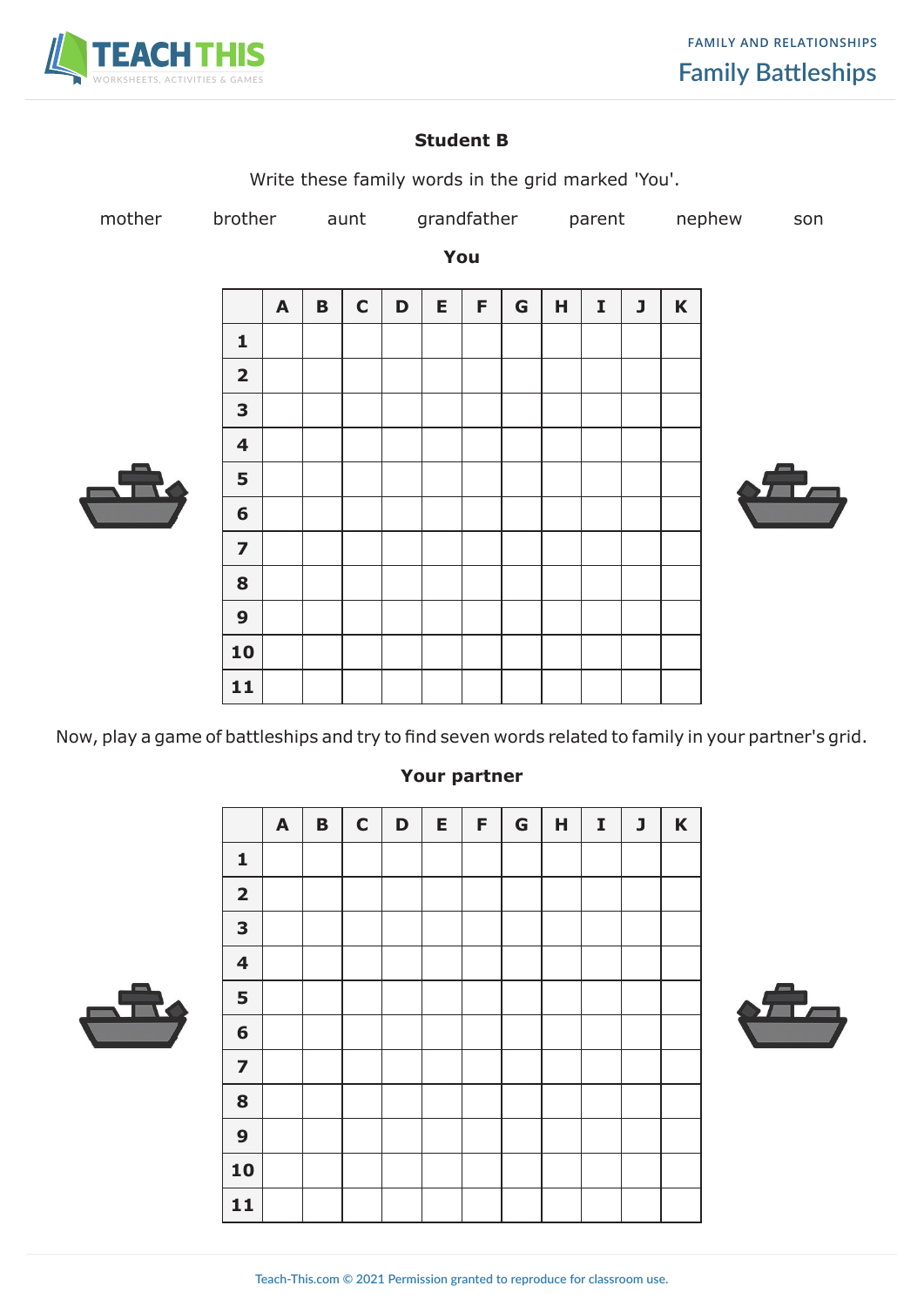## Student B

Write these family words in the grid marked 'You'.

mother brother aunt grandfather parent nephew son

**You**

| | A | B | C | D | E | F | G | H | I | J | K |
|---|---|---|---|---|---|---|---|---|---|---|---|
| 1 | | | | | | | | | | | |
| 2 | | | | | | | | | | | |
| 3 | | | | | | | | | | | |
| 4 | | | | | | | | | | | |
| 5 | | | | | | | | | | | |
| 6 | | | | | | | | | | | |
| 7 | | | | | | | | | | | |
| 8 | | | | | | | | | | | |
| 9 | | | | | | | | | | | |
| 10 | | | | | | | | | | | |
| 11 | | | | | | | | | | | |

Now, play a game of battleships and try to find seven words related to family in your partner's grid.

**Your partner**

| | A | B | C | D | E | F | G | H | I | J | K |
|---|---|---|---|---|---|---|---|---|---|---|---|
| 1 | | | | | | | | | | | |
| 2 | | | | | | | | | | | |
| 3 | | | | | | | | | | | |
| 4 | | | | | | | | | | | |
| 5 | | | | | | | | | | | |
| 6 | | | | | | | | | | | |
| 7 | | | | | | | | | | | |
| 8 | | | | | | | | | | | |
| 9 | | | | | | | | | | | |
| 10 | | | | | | | | | | | |
| 11 | | | | | | | | | | | |